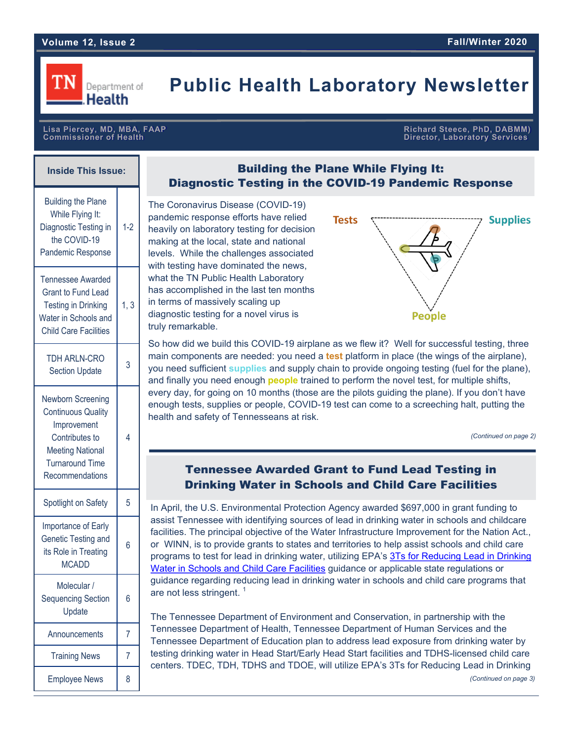Volume 12, Issue 2 | Fall/Winter 2020

# Public Health Laboratory Newsletter

TN Department of Health

**Lisa Piercey, MD, MBA, FAAP**
**Commissioner of Health**

**Richard Steece, PhD, DABMM)**
**Director, Laboratory Services**

## Inside This Issue:

| Article | Page |
|---|---|
| Building the Plane While Flying It: Diagnostic Testing in the COVID-19 Pandemic Response | 1-2 |
| Tennessee Awarded Grant to Fund Lead Testing in Drinking Water in Schools and Child Care Facilities | 1, 3 |
| TDH ARLN-CRO Section Update | 3 |
| Newborn Screening Continuous Quality Improvement Contributes to Meeting National Turnaround Time Recommendations | 4 |
| Spotlight on Safety | 5 |
| Importance of Early Genetic Testing and its Role in Treating MCADD | 6 |
| Molecular / Sequencing Section Update | 6 |
| Announcements | 7 |
| Training News | 7 |
| Employee News | 8 |

## Building the Plane While Flying It: Diagnostic Testing in the COVID-19 Pandemic Response

The Coronavirus Disease (COVID-19) pandemic response efforts have relied heavily on laboratory testing for decision making at the local, state and national levels. While the challenges associated with testing have dominated the news, what the TN Public Health Laboratory has accomplished in the last ten months in terms of massively scaling up diagnostic testing for a novel virus is truly remarkable.

Tests — Supplies — People

So how did we build this COVID-19 airplane as we flew it? Well for successful testing, three main components are needed: you need a **test** platform in place (the wings of the airplane), you need sufficient **supplies** and supply chain to provide ongoing testing (fuel for the plane), and finally you need enough **people** trained to perform the novel test, for multiple shifts, every day, for going on 10 months (those are the pilots guiding the plane). If you don't have enough tests, supplies or people, COVID-19 test can come to a screeching halt, putting the health and safety of Tennesseans at risk.

*(Continued on page 2)*

## Tennessee Awarded Grant to Fund Lead Testing in Drinking Water in Schools and Child Care Facilities

In April, the U.S. Environmental Protection Agency awarded $697,000 in grant funding to assist Tennessee with identifying sources of lead in drinking water in schools and childcare facilities. The principal objective of the Water Infrastructure Improvement for the Nation Act., or WINN, is to provide grants to states and territories to help assist schools and child care programs to test for lead in drinking water, utilizing EPA's [3Ts for Reducing Lead in Drinking Water in Schools and Child Care Facilities] guidance or applicable state regulations or guidance regarding reducing lead in drinking water in schools and child care programs that are not less stringent. [1]

The Tennessee Department of Environment and Conservation, in partnership with the Tennessee Department of Health, Tennessee Department of Human Services and the Tennessee Department of Education plan to address lead exposure from drinking water by testing drinking water in Head Start/Early Head Start facilities and TDHS-licensed child care centers. TDEC, TDH, TDHS and TDOE, will utilize EPA's 3Ts for Reducing Lead in Drinking

*(Continued on page 3)*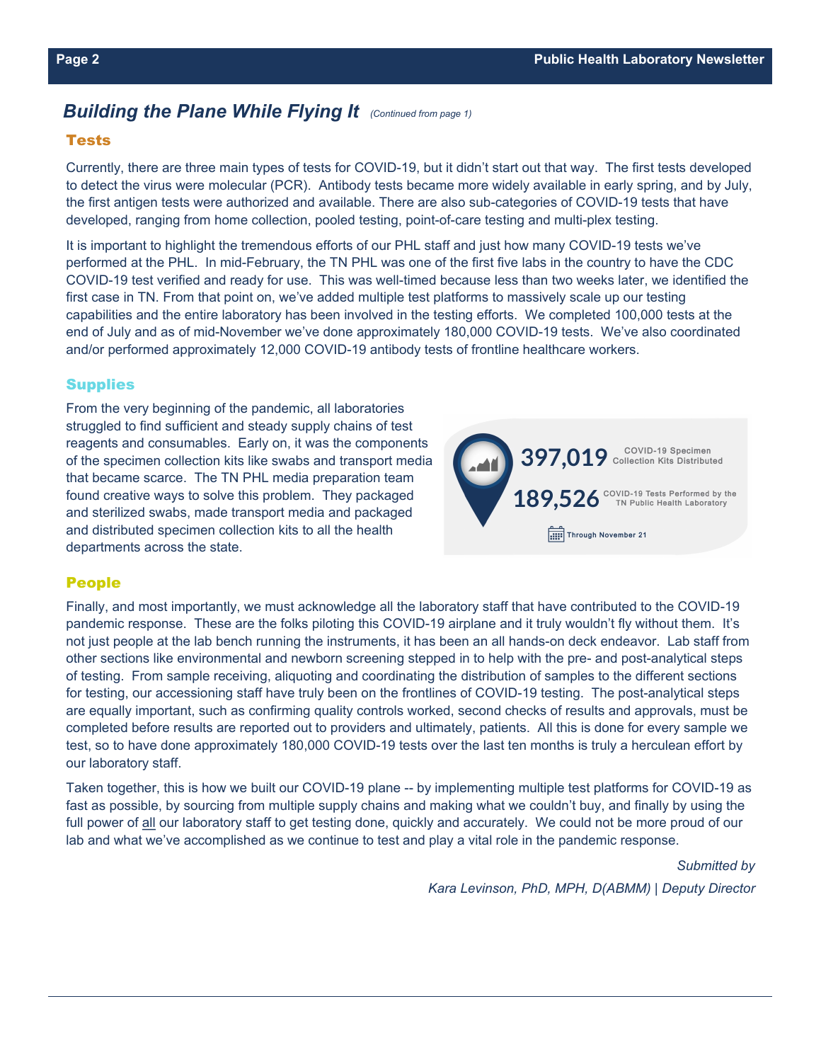## *Building the Plane While Flying It* *(Continued from page 1)*

### Tests

Currently, there are three main types of tests for COVID-19, but it didn't start out that way. The first tests developed to detect the virus were molecular (PCR). Antibody tests became more widely available in early spring, and by July, the first antigen tests were authorized and available. There are also sub-categories of COVID-19 tests that have developed, ranging from home collection, pooled testing, point-of-care testing and multi-plex testing.

It is important to highlight the tremendous efforts of our PHL staff and just how many COVID-19 tests we've performed at the PHL. In mid-February, the TN PHL was one of the first five labs in the country to have the CDC COVID-19 test verified and ready for use. This was well-timed because less than two weeks later, we identified the first case in TN. From that point on, we've added multiple test platforms to massively scale up our testing capabilities and the entire laboratory has been involved in the testing efforts. We completed 100,000 tests at the end of July and as of mid-November we've done approximately 180,000 COVID-19 tests. We've also coordinated and/or performed approximately 12,000 COVID-19 antibody tests of frontline healthcare workers.

### Supplies

From the very beginning of the pandemic, all laboratories struggled to find sufficient and steady supply chains of test reagents and consumables. Early on, it was the components of the specimen collection kits like swabs and transport media that became scarce. The TN PHL media preparation team found creative ways to solve this problem. They packaged and sterilized swabs, made transport media and packaged and distributed specimen collection kits to all the health departments across the state.

**397,019** COVID-19 Specimen Collection Kits Distributed

**189,526** COVID-19 Tests Performed by the TN Public Health Laboratory

Through November 21

### People

Finally, and most importantly, we must acknowledge all the laboratory staff that have contributed to the COVID-19 pandemic response. These are the folks piloting this COVID-19 airplane and it truly wouldn't fly without them. It's not just people at the lab bench running the instruments, it has been an all hands-on deck endeavor. Lab staff from other sections like environmental and newborn screening stepped in to help with the pre- and post-analytical steps of testing. From sample receiving, aliquoting and coordinating the distribution of samples to the different sections for testing, our accessioning staff have truly been on the frontlines of COVID-19 testing. The post-analytical steps are equally important, such as confirming quality controls worked, second checks of results and approvals, must be completed before results are reported out to providers and ultimately, patients. All this is done for every sample we test, so to have done approximately 180,000 COVID-19 tests over the last ten months is truly a herculean effort by our laboratory staff.

Taken together, this is how we built our COVID-19 plane -- by implementing multiple test platforms for COVID-19 as fast as possible, by sourcing from multiple supply chains and making what we couldn't buy, and finally by using the full power of all our laboratory staff to get testing done, quickly and accurately. We could not be more proud of our lab and what we've accomplished as we continue to test and play a vital role in the pandemic response.

*Submitted by*

*Kara Levinson, PhD, MPH, D(ABMM) | Deputy Director*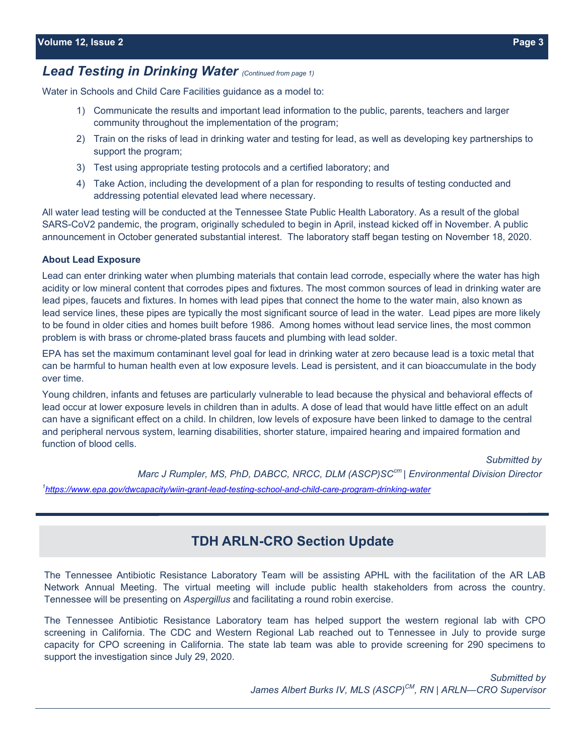## *Lead Testing in Drinking Water* *(Continued from page 1)*

Water in Schools and Child Care Facilities guidance as a model to:

1) Communicate the results and important lead information to the public, parents, teachers and larger community throughout the implementation of the program;
2) Train on the risks of lead in drinking water and testing for lead, as well as developing key partnerships to support the program;
3) Test using appropriate testing protocols and a certified laboratory; and
4) Take Action, including the development of a plan for responding to results of testing conducted and addressing potential elevated lead where necessary.

All water lead testing will be conducted at the Tennessee State Public Health Laboratory. As a result of the global SARS-CoV2 pandemic, the program, originally scheduled to begin in April, instead kicked off in November. A public announcement in October generated substantial interest. The laboratory staff began testing on November 18, 2020.

**About Lead Exposure**

Lead can enter drinking water when plumbing materials that contain lead corrode, especially where the water has high acidity or low mineral content that corrodes pipes and fixtures. The most common sources of lead in drinking water are lead pipes, faucets and fixtures. In homes with lead pipes that connect the home to the water main, also known as lead service lines, these pipes are typically the most significant source of lead in the water. Lead pipes are more likely to be found in older cities and homes built before 1986. Among homes without lead service lines, the most common problem is with brass or chrome-plated brass faucets and plumbing with lead solder.

EPA has set the maximum contaminant level goal for lead in drinking water at zero because lead is a toxic metal that can be harmful to human health even at low exposure levels. Lead is persistent, and it can bioaccumulate in the body over time.

Young children, infants and fetuses are particularly vulnerable to lead because the physical and behavioral effects of lead occur at lower exposure levels in children than in adults. A dose of lead that would have little effect on an adult can have a significant effect on a child. In children, low levels of exposure have been linked to damage to the central and peripheral nervous system, learning disabilities, shorter stature, impaired hearing and impaired formation and function of blood cells.

*Submitted by*
*Marc J Rumpler, MS, PhD, DABCC, NRCC, DLM (ASCP)SC[cm] | Environmental Division Director*

[1] https://www.epa.gov/dwcapacity/wiin-grant-lead-testing-school-and-child-care-program-drinking-water

---

## TDH ARLN-CRO Section Update

The Tennessee Antibiotic Resistance Laboratory Team will be assisting APHL with the facilitation of the AR LAB Network Annual Meeting. The virtual meeting will include public health stakeholders from across the country. Tennessee will be presenting on *Aspergillus* and facilitating a round robin exercise.

The Tennessee Antibiotic Resistance Laboratory team has helped support the western regional lab with CPO screening in California. The CDC and Western Regional Lab reached out to Tennessee in July to provide surge capacity for CPO screening in California. The state lab team was able to provide screening for 290 specimens to support the investigation since July 29, 2020.

*Submitted by*
*James Albert Burks IV, MLS (ASCP)[CM], RN | ARLN—CRO Supervisor*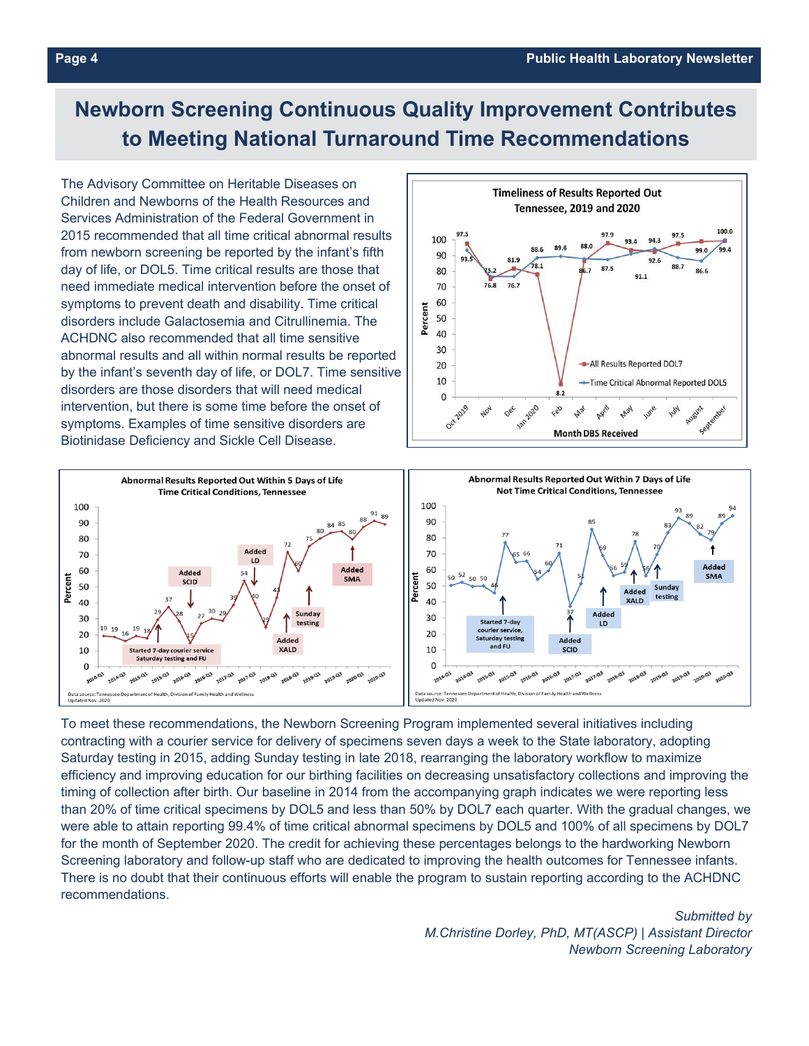# Newborn Screening Continuous Quality Improvement Contributes to Meeting National Turnaround Time Recommendations

The Advisory Committee on Heritable Diseases on Children and Newborns of the Health Resources and Services Administration of the Federal Government in 2015 recommended that all time critical abnormal results from newborn screening be reported by the infant's fifth day of life, or DOL5. Time critical results are those that need immediate medical intervention before the onset of symptoms to prevent death and disability. Time critical disorders include Galactosemia and Citrullinemia. The ACHDNC also recommended that all time sensitive abnormal results and all within normal results be reported by the infant's seventh day of life, or DOL7. Time sensitive disorders are those disorders that will need medical intervention, but there is some time before the onset of symptoms. Examples of time sensitive disorders are Biotinidase Deficiency and Sickle Cell Disease.

**Timeliness of Results Reported Out**
**Tennessee, 2019 and 2020**

| Month DBS Received | All Results Reported DOL7 (%) | Time Critical Abnormal Reported DOL5 (%) |
|---|---|---|
| Oct 2019 | 97.5 | 93.5 |
| Nov | 75.2 | 76.8 |
| Dec | 81.9 | 76.7 |
| Jan 2020 | 78.1 | 88.6 |
| Feb | 8.2 | 89.6 |
| Mar | 86.7 | 88.0 |
| April | 97.9 | 87.5 |
| May | 93.4 | 91.1 |
| June | 92.6 | 94.3 |
| July | 97.5 | 88.7 |
| August | 99.0 | 86.6 |
| September | 100.0 | 99.4 |

**Abnormal Results Reported Out Within 5 Days of Life**
**Time Critical Conditions, Tennessee**

Values by quarter (2014-Q1 to 2020-Q3, %): 19, 19, 16, 19, 18, 29, 37, 28, 15, 27, 30, 29, 39, 54, 40, 25, 43, 72, 60, 75, 80, 84, 85, 80, 88, 91, 89

Annotations: Started 7-day courier service Saturday testing and FU; Added SCID; Added LD; Added XALD; Sunday testing; Added SMA

Data source: Tennessee Department of Health, Division of Family Health and Wellness
Updated Nov. 2020

**Abnormal Results Reported Out Within 7 Days of Life**
**Not Time Critical Conditions, Tennessee**

Values by quarter (2014-Q1 to 2020-Q3, %): 50, 52, 50, 50, 46, 77, 65, 66, 54, 60, 71, 37, 51, 85, 69, 56, 59, 78, 56, 70, 83, 93, 89, 82, 79, 89, 94

Annotations: Started 7-day courier service, Saturday testing and FU; Added SCID; Added LD; Added XALD; Sunday testing; Added SMA

Data source: Tennessee Department of Health, Division of Family Health and Wellness
Updated Nov. 2020

To meet these recommendations, the Newborn Screening Program implemented several initiatives including contracting with a courier service for delivery of specimens seven days a week to the State laboratory, adopting Saturday testing in 2015, adding Sunday testing in late 2018, rearranging the laboratory workflow to maximize efficiency and improving education for our birthing facilities on decreasing unsatisfactory collections and improving the timing of collection after birth. Our baseline in 2014 from the accompanying graph indicates we were reporting less than 20% of time critical specimens by DOL5 and less than 50% by DOL7 each quarter. With the gradual changes, we were able to attain reporting 99.4% of time critical abnormal specimens by DOL5 and 100% of all specimens by DOL7 for the month of September 2020. The credit for achieving these percentages belongs to the hardworking Newborn Screening laboratory and follow-up staff who are dedicated to improving the health outcomes for Tennessee infants. There is no doubt that their continuous efforts will enable the program to sustain reporting according to the ACHDNC recommendations.

*Submitted by*
*M.Christine Dorley, PhD, MT(ASCP) | Assistant Director*
*Newborn Screening Laboratory*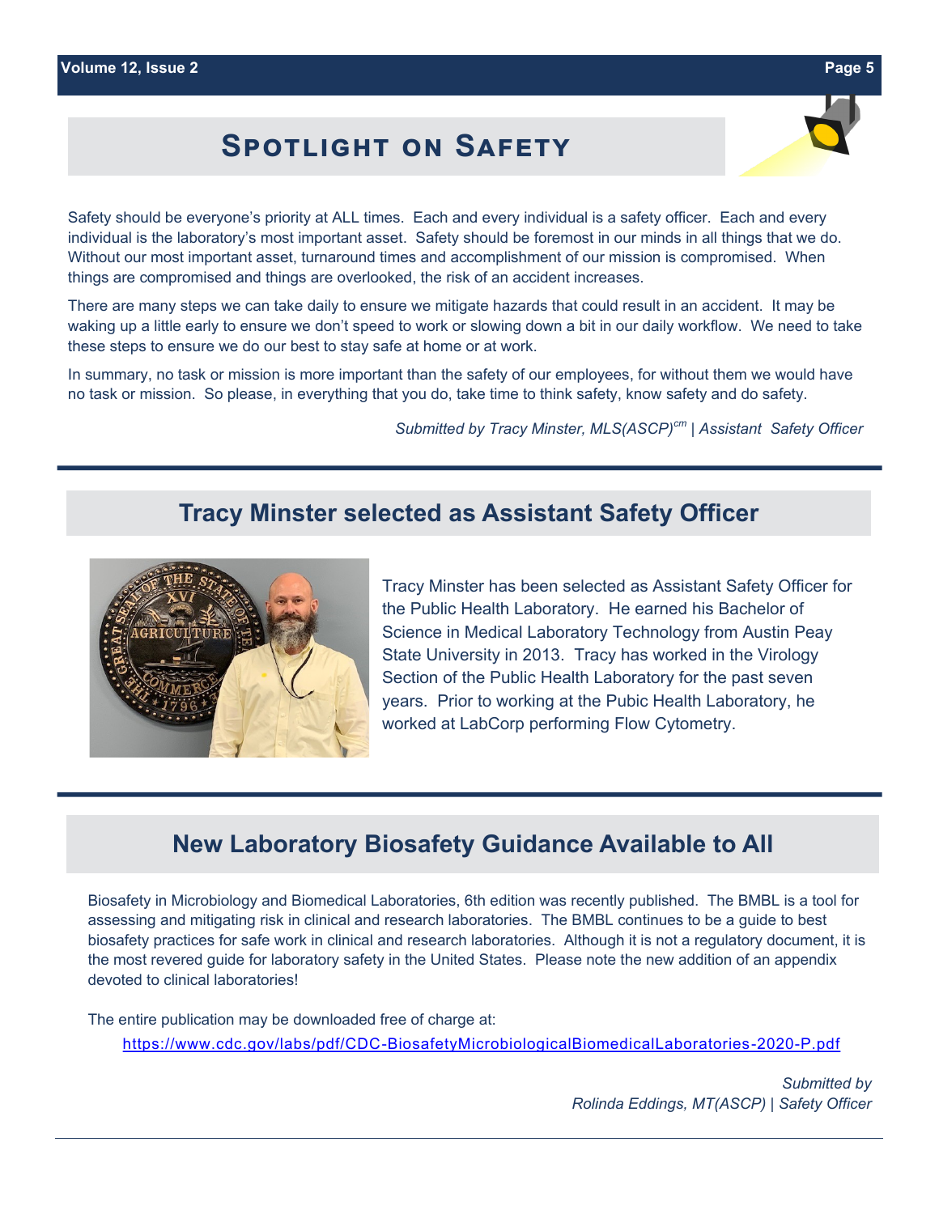## Spotlight on Safety

Safety should be everyone's priority at ALL times. Each and every individual is a safety officer. Each and every individual is the laboratory's most important asset. Safety should be foremost in our minds in all things that we do. Without our most important asset, turnaround times and accomplishment of our mission is compromised. When things are compromised and things are overlooked, the risk of an accident increases.

There are many steps we can take daily to ensure we mitigate hazards that could result in an accident. It may be waking up a little early to ensure we don't speed to work or slowing down a bit in our daily workflow. We need to take these steps to ensure we do our best to stay safe at home or at work.

In summary, no task or mission is more important than the safety of our employees, for without them we would have no task or mission. So please, in everything that you do, take time to think safety, know safety and do safety.

*Submitted by Tracy Minster, MLS(ASCP)[cm] | Assistant Safety Officer*

---

## Tracy Minster selected as Assistant Safety Officer

Tracy Minster has been selected as Assistant Safety Officer for the Public Health Laboratory. He earned his Bachelor of Science in Medical Laboratory Technology from Austin Peay State University in 2013. Tracy has worked in the Virology Section of the Public Health Laboratory for the past seven years. Prior to working at the Pubic Health Laboratory, he worked at LabCorp performing Flow Cytometry.

---

## New Laboratory Biosafety Guidance Available to All

Biosafety in Microbiology and Biomedical Laboratories, 6th edition was recently published. The BMBL is a tool for assessing and mitigating risk in clinical and research laboratories. The BMBL continues to be a guide to best biosafety practices for safe work in clinical and research laboratories. Although it is not a regulatory document, it is the most revered guide for laboratory safety in the United States. Please note the new addition of an appendix devoted to clinical laboratories!

The entire publication may be downloaded free of charge at:

https://www.cdc.gov/labs/pdf/CDC-BiosafetyMicrobiologicalBiomedicalLaboratories-2020-P.pdf

*Submitted by*
*Rolinda Eddings, MT(ASCP) | Safety Officer*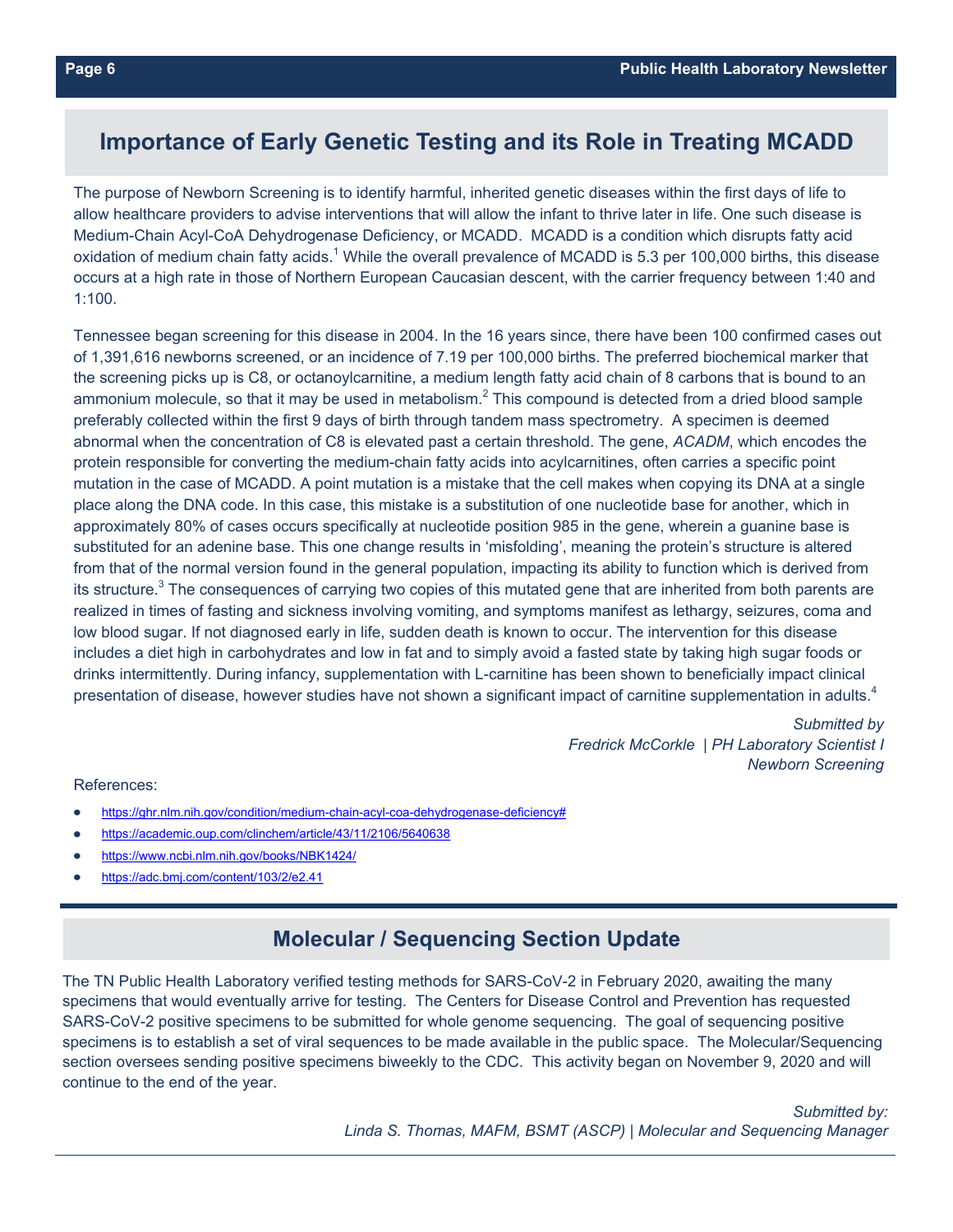## Importance of Early Genetic Testing and its Role in Treating MCADD

The purpose of Newborn Screening is to identify harmful, inherited genetic diseases within the first days of life to allow healthcare providers to advise interventions that will allow the infant to thrive later in life. One such disease is Medium-Chain Acyl-CoA Dehydrogenase Deficiency, or MCADD. MCADD is a condition which disrupts fatty acid oxidation of medium chain fatty acids.[1] While the overall prevalence of MCADD is 5.3 per 100,000 births, this disease occurs at a high rate in those of Northern European Caucasian descent, with the carrier frequency between 1:40 and 1:100.

Tennessee began screening for this disease in 2004. In the 16 years since, there have been 100 confirmed cases out of 1,391,616 newborns screened, or an incidence of 7.19 per 100,000 births. The preferred biochemical marker that the screening picks up is C8, or octanoylcarnitine, a medium length fatty acid chain of 8 carbons that is bound to an ammonium molecule, so that it may be used in metabolism.[2] This compound is detected from a dried blood sample preferably collected within the first 9 days of birth through tandem mass spectrometry. A specimen is deemed abnormal when the concentration of C8 is elevated past a certain threshold. The gene, *ACADM*, which encodes the protein responsible for converting the medium-chain fatty acids into acylcarnitines, often carries a specific point mutation in the case of MCADD. A point mutation is a mistake that the cell makes when copying its DNA at a single place along the DNA code. In this case, this mistake is a substitution of one nucleotide base for another, which in approximately 80% of cases occurs specifically at nucleotide position 985 in the gene, wherein a guanine base is substituted for an adenine base. This one change results in 'misfolding', meaning the protein's structure is altered from that of the normal version found in the general population, impacting its ability to function which is derived from its structure.[3] The consequences of carrying two copies of this mutated gene that are inherited from both parents are realized in times of fasting and sickness involving vomiting, and symptoms manifest as lethargy, seizures, coma and low blood sugar. If not diagnosed early in life, sudden death is known to occur. The intervention for this disease includes a diet high in carbohydrates and low in fat and to simply avoid a fasted state by taking high sugar foods or drinks intermittently. During infancy, supplementation with L-carnitine has been shown to beneficially impact clinical presentation of disease, however studies have not shown a significant impact of carnitine supplementation in adults.[4]

*Submitted by*
*Fredrick McCorkle | PH Laboratory Scientist I*
*Newborn Screening*

References:

- https://ghr.nlm.nih.gov/condition/medium-chain-acyl-coa-dehydrogenase-deficiency#
- https://academic.oup.com/clinchem/article/43/11/2106/5640638
- https://www.ncbi.nlm.nih.gov/books/NBK1424/
- https://adc.bmj.com/content/103/2/e2.41

## Molecular / Sequencing Section Update

The TN Public Health Laboratory verified testing methods for SARS-CoV-2 in February 2020, awaiting the many specimens that would eventually arrive for testing. The Centers for Disease Control and Prevention has requested SARS-CoV-2 positive specimens to be submitted for whole genome sequencing. The goal of sequencing positive specimens is to establish a set of viral sequences to be made available in the public space. The Molecular/Sequencing section oversees sending positive specimens biweekly to the CDC. This activity began on November 9, 2020 and will continue to the end of the year.

*Submitted by:*
*Linda S. Thomas, MAFM, BSMT (ASCP) | Molecular and Sequencing Manager*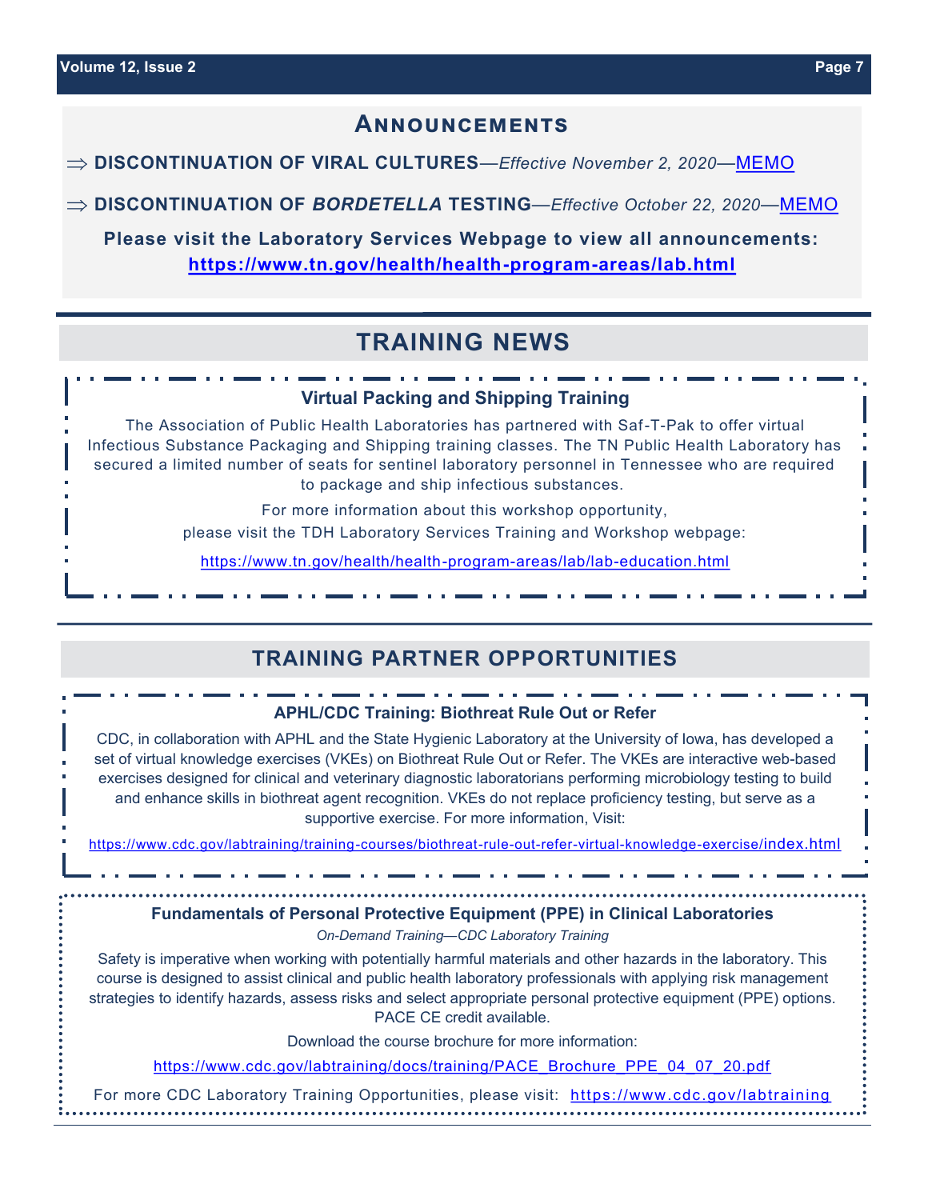## Announcements

⇒ **DISCONTINUATION OF VIRAL CULTURES**—*Effective November 2, 2020*—MEMO

⇒ **DISCONTINUATION OF *BORDETELLA* TESTING**—*Effective October 22, 2020*—MEMO

**Please visit the Laboratory Services Webpage to view all announcements: https://www.tn.gov/health/health-program-areas/lab.html**

## TRAINING NEWS

### Virtual Packing and Shipping Training

The Association of Public Health Laboratories has partnered with Saf-T-Pak to offer virtual Infectious Substance Packaging and Shipping training classes. The TN Public Health Laboratory has secured a limited number of seats for sentinel laboratory personnel in Tennessee who are required to package and ship infectious substances.

For more information about this workshop opportunity, please visit the TDH Laboratory Services Training and Workshop webpage:

https://www.tn.gov/health/health-program-areas/lab/lab-education.html

## TRAINING PARTNER OPPORTUNITIES

### APHL/CDC Training: Biothreat Rule Out or Refer

CDC, in collaboration with APHL and the State Hygienic Laboratory at the University of Iowa, has developed a set of virtual knowledge exercises (VKEs) on Biothreat Rule Out or Refer. The VKEs are interactive web-based exercises designed for clinical and veterinary diagnostic laboratorians performing microbiology testing to build and enhance skills in biothreat agent recognition. VKEs do not replace proficiency testing, but serve as a supportive exercise. For more information, Visit:

https://www.cdc.gov/labtraining/training-courses/biothreat-rule-out-refer-virtual-knowledge-exercise/index.html

### Fundamentals of Personal Protective Equipment (PPE) in Clinical Laboratories

*On-Demand Training—CDC Laboratory Training*

Safety is imperative when working with potentially harmful materials and other hazards in the laboratory. This course is designed to assist clinical and public health laboratory professionals with applying risk management strategies to identify hazards, assess risks and select appropriate personal protective equipment (PPE) options. PACE CE credit available.

Download the course brochure for more information:

https://www.cdc.gov/labtraining/docs/training/PACE_Brochure_PPE_04_07_20.pdf

For more CDC Laboratory Training Opportunities, please visit: https://www.cdc.gov/labtraining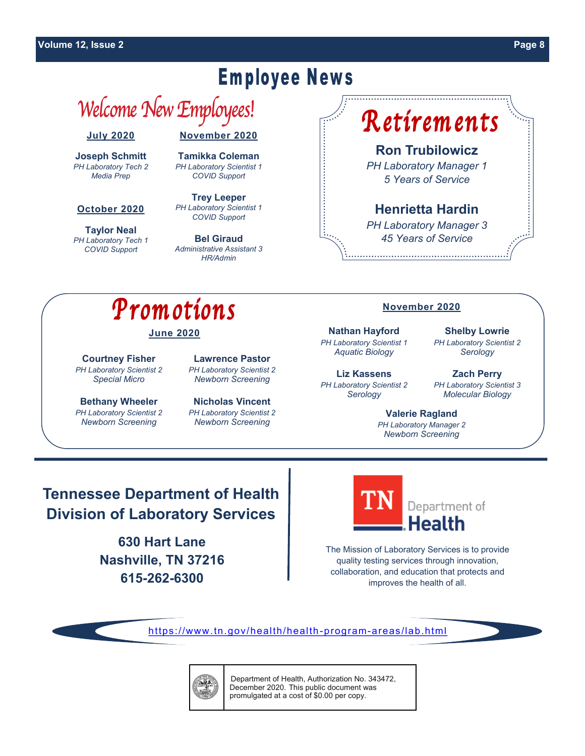# Employee News

## Welcome New Employees!

**July 2020**

**Joseph Schmitt**
*PH Laboratory Tech 2*
*Media Prep*

**October 2020**

**Taylor Neal**
*PH Laboratory Tech 1*
*COVID Support*

**November 2020**

**Tamikka Coleman**
*PH Laboratory Scientist 1*
*COVID Support*

**Trey Leeper**
*PH Laboratory Scientist 1*
*COVID Support*

**Bel Giraud**
*Administrative Assistant 3*
*HR/Admin*

## Retirements

**Ron Trubilowicz**
*PH Laboratory Manager 1*
*5 Years of Service*

**Henrietta Hardin**
*PH Laboratory Manager 3*
*45 Years of Service*

## Promotions

**June 2020**

**Courtney Fisher**
*PH Laboratory Scientist 2*
*Special Micro*

**Lawrence Pastor**
*PH Laboratory Scientist 2*
*Newborn Screening*

**Bethany Wheeler**
*PH Laboratory Scientist 2*
*Newborn Screening*

**Nicholas Vincent**
*PH Laboratory Scientist 2*
*Newborn Screening*

**November 2020**

**Nathan Hayford**
*PH Laboratory Scientist 1*
*Aquatic Biology*

**Shelby Lowrie**
*PH Laboratory Scientist 2*
*Serology*

**Liz Kassens**
*PH Laboratory Scientist 2*
*Serology*

**Zach Perry**
*PH Laboratory Scientist 3*
*Molecular Biology*

**Valerie Ragland**
*PH Laboratory Manager 2*
*Newborn Screening*

---

**Tennessee Department of Health**
**Division of Laboratory Services**

**630 Hart Lane**
**Nashville, TN 37216**
**615-262-6300**

TN Department of Health

The Mission of Laboratory Services is to provide quality testing services through innovation, collaboration, and education that protects and improves the health of all.

https://www.tn.gov/health/health-program-areas/lab.html

Department of Health, Authorization No. 343472, December 2020. This public document was promulgated at a cost of $0.00 per copy.